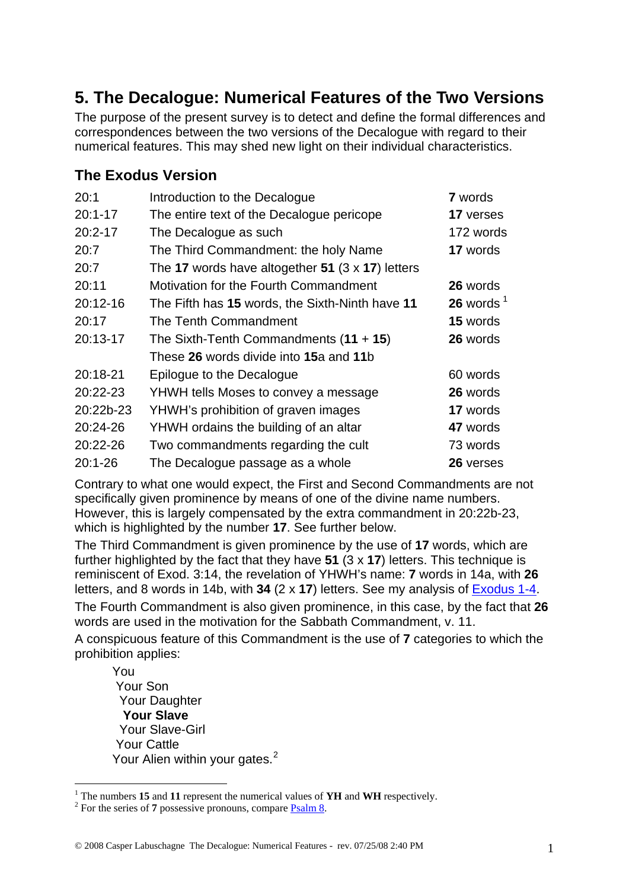## 5. The Decalogue: Numerical Features of the Two Versions

The purpose of the present survey is to detect and define the formal differences and correspondences between the two versions of the Decalogue with regard to their numerical features. This may shed new light on their individual characteristics.

### The Exodus Version

| | | |
|---|---|---|
| 20:1 | Introduction to the Decalogue | **7** words |
| 20:1-17 | The entire text of the Decalogue pericope | **17** verses |
| 20:2-17 | The Decalogue as such | 172 words |
| 20:7 | The Third Commandment: the holy Name | **17** words |
| 20:7 | The **17** words have altogether **51** (3 x **17**) letters | |
| 20:11 | Motivation for the Fourth Commandment | **26** words |
| 20:12-16 | The Fifth has **15** words, the Sixth-Ninth have **11** | **26** words [1] |
| 20:17 | The Tenth Commandment | **15** words |
| 20:13-17 | The Sixth-Tenth Commandments (**11** + **15**) | **26** words |
| | These **26** words divide into **15**a and **11**b | |
| 20:18-21 | Epilogue to the Decalogue | 60 words |
| 20:22-23 | YHWH tells Moses to convey a message | **26** words |
| 20:22b-23 | YHWH's prohibition of graven images | **17** words |
| 20:24-26 | YHWH ordains the building of an altar | **47** words |
| 20:22-26 | Two commandments regarding the cult | 73 words |
| 20:1-26 | The Decalogue passage as a whole | **26** verses |

Contrary to what one would expect, the First and Second Commandments are not specifically given prominence by means of one of the divine name numbers. However, this is largely compensated by the extra commandment in 20:22b-23, which is highlighted by the number **17**. See further below.

The Third Commandment is given prominence by the use of **17** words, which are further highlighted by the fact that they have **51** (3 x **17**) letters. This technique is reminiscent of Exod. 3:14, the revelation of YHWH's name: **7** words in 14a, with **26** letters, and 8 words in 14b, with **34** (2 x **17**) letters. See my analysis of Exodus 1-4.

The Fourth Commandment is also given prominence, in this case, by the fact that **26** words are used in the motivation for the Sabbath Commandment, v. 11.

A conspicuous feature of this Commandment is the use of **7** categories to which the prohibition applies:

You
Your Son
Your Daughter
**Your Slave**
Your Slave-Girl
Your Cattle
Your Alien within your gates.[2]

[1] The numbers **15** and **11** represent the numerical values of **YH** and **WH** respectively.

[2] For the series of **7** possessive pronouns, compare Psalm 8.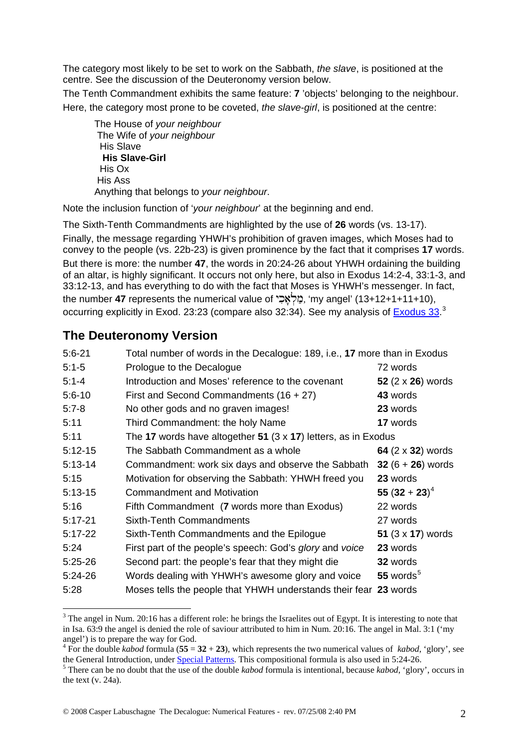The category most likely to be set to work on the Sabbath, *the slave*, is positioned at the centre. See the discussion of the Deuteronomy version below.

The Tenth Commandment exhibits the same feature: **7** 'objects' belonging to the neighbour. Here, the category most prone to be coveted, *the slave-girl*, is positioned at the centre:

> The House of *your neighbour*
> The Wife of *your neighbour*
> His Slave
> **His Slave-Girl**
> His Ox
> His Ass
> Anything that belongs to *your neighbour*.

Note the inclusion function of '*your neighbour*' at the beginning and end.

The Sixth-Tenth Commandments are highlighted by the use of **26** words (vs. 13-17).

Finally, the message regarding YHWH's prohibition of graven images, which Moses had to convey to the people (vs. 22b-23) is given prominence by the fact that it comprises **17** words.

But there is more: the number **47**, the words in 20:24-26 about YHWH ordaining the building of an altar, is highly significant. It occurs not only here, but also in Exodus 14:2-4, 33:1-3, and 33:12-13, and has everything to do with the fact that Moses is YHWH's messenger. In fact, the number **47** represents the numerical value of מַלְאָכִי, 'my angel' (13+12+1+11+10), occurring explicitly in Exod. 23:23 (compare also 32:34). See my analysis of Exodus 33.[3]

## The Deuteronomy Version

| | | |
|---|---|---|
| 5:6-21 | Total number of words in the Decalogue: 189, i.e., **17** more than in Exodus | |
| 5:1-5 | Prologue to the Decalogue | 72 words |
| 5:1-4 | Introduction and Moses' reference to the covenant | **52** (2 x **26**) words |
| 5:6-10 | First and Second Commandments (16 + 27) | **43** words |
| 5:7-8 | No other gods and no graven images! | **23** words |
| 5:11 | Third Commandment: the holy Name | **17** words |
| 5:11 | The **17** words have altogether **51** (3 x **17**) letters, as in Exodus | |
| 5:12-15 | The Sabbath Commandment as a whole | **64** (2 x **32**) words |
| 5:13-14 | Commandment: work six days and observe the Sabbath | **32** (6 + **26**) words |
| 5:15 | Motivation for observing the Sabbath: YHWH freed you | **23** words |
| 5:13-15 | Commandment and Motivation | **55** (**32** + **23**)[4] |
| 5:16 | Fifth Commandment (**7** words more than Exodus) | 22 words |
| 5:17-21 | Sixth-Tenth Commandments | 27 words |
| 5:17-22 | Sixth-Tenth Commandments and the Epilogue | **51** (3 x **17**) words |
| 5:24 | First part of the people's speech: God's *glory* and *voice* | **23** words |
| 5:25-26 | Second part: the people's fear that they might die | **32** words |
| 5:24-26 | Words dealing with YHWH's awesome glory and voice | **55** words[5] |
| 5:28 | Moses tells the people that YHWH understands their fear | **23** words |

---

[3] The angel in Num. 20:16 has a different role: he brings the Israelites out of Egypt. It is interesting to note that in Isa. 63:9 the angel is denied the role of saviour attributed to him in Num. 20:16. The angel in Mal. 3:1 ('my angel') is to prepare the way for God.

[4] For the double *kabod* formula (**55** = **32** + **23**), which represents the two numerical values of *kabod*, 'glory', see the General Introduction, under Special Patterns. This compositional formula is also used in 5:24-26.

[5] There can be no doubt that the use of the double *kabod* formula is intentional, because *kabod*, 'glory', occurs in the text (v. 24a).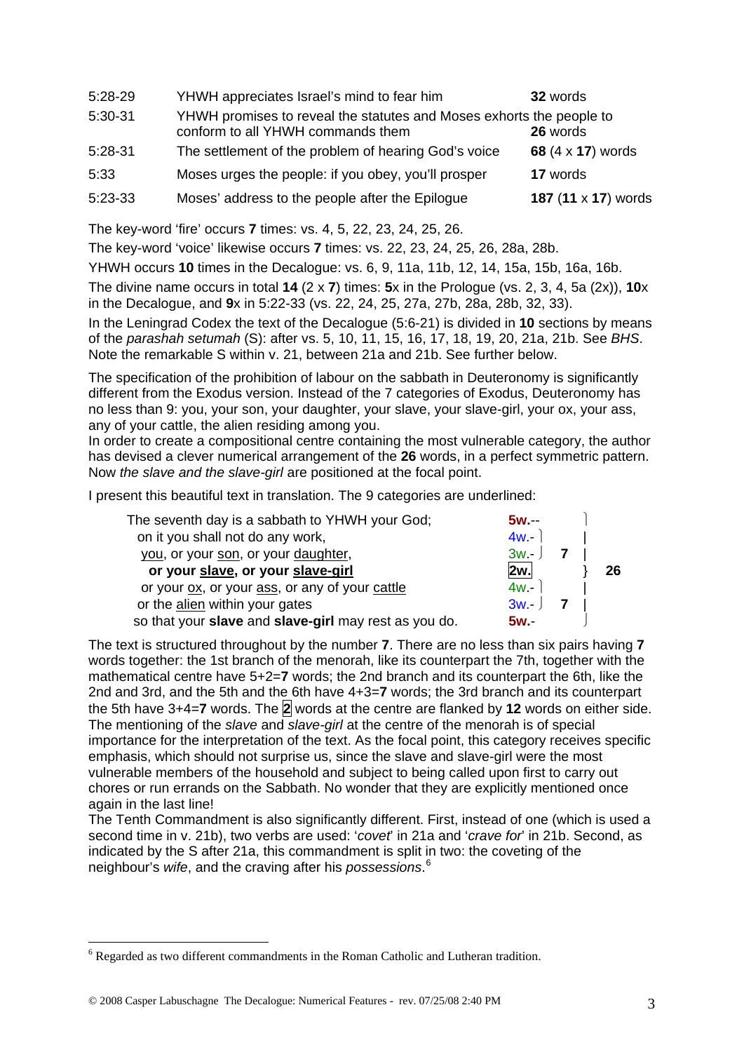| | | |
|---|---|---|
| 5:28-29 | YHWH appreciates Israel's mind to fear him | **32** words |
| 5:30-31 | YHWH promises to reveal the statutes and Moses exhorts the people to conform to all YHWH commands them | **26** words |
| 5:28-31 | The settlement of the problem of hearing God's voice | **68** (4 x **17**) words |
| 5:33 | Moses urges the people: if you obey, you'll prosper | **17** words |
| 5:23-33 | Moses' address to the people after the Epilogue | **187** (**11** x **17**) words |

The key-word 'fire' occurs **7** times: vs. 4, 5, 22, 23, 24, 25, 26.

The key-word 'voice' likewise occurs **7** times: vs. 22, 23, 24, 25, 26, 28a, 28b.

YHWH occurs **10** times in the Decalogue: vs. 6, 9, 11a, 11b, 12, 14, 15a, 15b, 16a, 16b.

The divine name occurs in total **14** (2 x **7**) times: **5**x in the Prologue (vs. 2, 3, 4, 5a (2x)), **10**x in the Decalogue, and **9**x in 5:22-33 (vs. 22, 24, 25, 27a, 27b, 28a, 28b, 32, 33).

In the Leningrad Codex the text of the Decalogue (5:6-21) is divided in **10** sections by means of the *parashah setumah* (S): after vs. 5, 10, 11, 15, 16, 17, 18, 19, 20, 21a, 21b. See *BHS*. Note the remarkable S within v. 21, between 21a and 21b. See further below.

The specification of the prohibition of labour on the sabbath in Deuteronomy is significantly different from the Exodus version. Instead of the 7 categories of Exodus, Deuteronomy has no less than 9: you, your son, your daughter, your slave, your slave-girl, your ox, your ass, any of your cattle, the alien residing among you.
In order to create a compositional centre containing the most vulnerable category, the author has devised a clever numerical arrangement of the **26** words, in a perfect symmetric pattern. Now *the slave and the slave-girl* are positioned at the focal point.

I present this beautiful text in translation. The 9 categories are underlined:

| | | | |
|---|---|---|---|
| The seventh day is a sabbath to YHWH your God; | **5w.**-- | | |
| on it you shall not do any work, | 4w.- | 7 | |
| you, or your son, or your daughter, | 3w.- | | |
| **or your slave, or your slave-girl** | **2w.** | | **26** |
| or your ox, or your ass, or any of your cattle | 4w.- | 7 | |
| or the alien within your gates | 3w.- | | |
| so that your **slave** and **slave-girl** may rest as you do. | **5w.**- | | |

The text is structured throughout by the number **7**. There are no less than six pairs having **7** words together: the 1st branch of the menorah, like its counterpart the 7th, together with the mathematical centre have 5+2=**7** words; the 2nd branch and its counterpart the 6th, like the 2nd and 3rd, and the 5th and the 6th have 4+3=**7** words; the 3rd branch and its counterpart the 5th have 3+4=**7** words. The **2** words at the centre are flanked by **12** words on either side. The mentioning of the *slave* and *slave-girl* at the centre of the menorah is of special importance for the interpretation of the text. As the focal point, this category receives specific emphasis, which should not surprise us, since the slave and slave-girl were the most vulnerable members of the household and subject to being called upon first to carry out chores or run errands on the Sabbath. No wonder that they are explicitly mentioned once again in the last line!
The Tenth Commandment is also significantly different. First, instead of one (which is used a second time in v. 21b), two verbs are used: '*covet*' in 21a and '*crave for*' in 21b. Second, as indicated by the S after 21a, this commandment is split in two: the coveting of the neighbour's *wife*, and the craving after his *possessions*.[6]

[6] Regarded as two different commandments in the Roman Catholic and Lutheran tradition.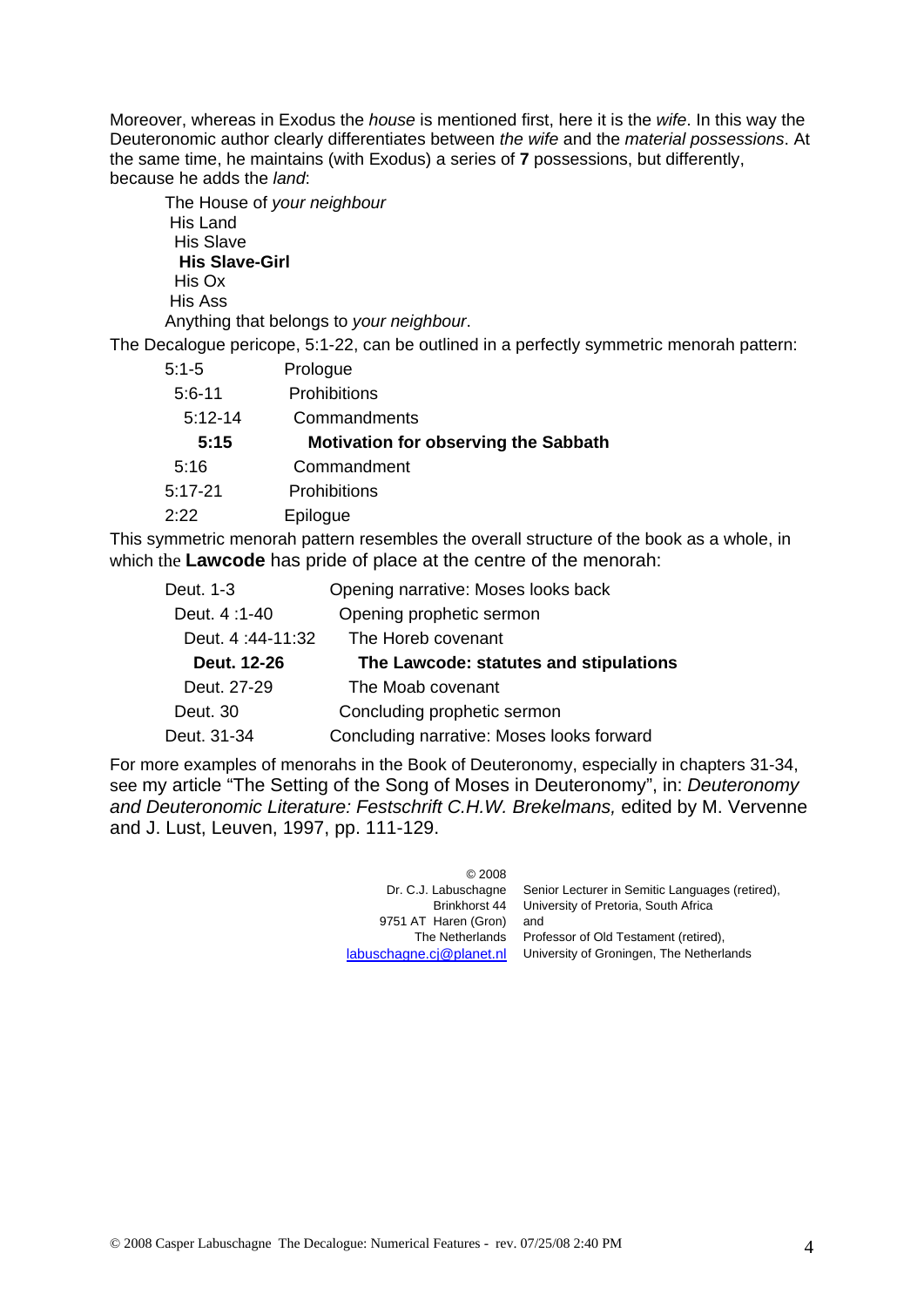Moreover, whereas in Exodus the *house* is mentioned first, here it is the *wife*. In this way the Deuteronomic author clearly differentiates between *the wife* and the *material possessions*. At the same time, he maintains (with Exodus) a series of **7** possessions, but differently, because he adds the *land*:

The House of *your neighbour*
His Land
His Slave
**His Slave-Girl**
His Ox
His Ass
Anything that belongs to *your neighbour*.

The Decalogue pericope, 5:1-22, can be outlined in a perfectly symmetric menorah pattern:

| | |
|---|---|
| 5:1-5 | Prologue |
| 5:6-11 | Prohibitions |
| 5:12-14 | Commandments |
| **5:15** | **Motivation for observing the Sabbath** |
| 5:16 | Commandment |
| 5:17-21 | Prohibitions |
| 2:22 | Epilogue |

This symmetric menorah pattern resembles the overall structure of the book as a whole, in which the **Lawcode** has pride of place at the centre of the menorah:

| | |
|---|---|
| Deut. 1-3 | Opening narrative: Moses looks back |
| Deut. 4 :1-40 | Opening prophetic sermon |
| Deut. 4 :44-11:32 | The Horeb covenant |
| **Deut. 12-26** | **The Lawcode: statutes and stipulations** |
| Deut. 27-29 | The Moab covenant |
| Deut. 30 | Concluding prophetic sermon |
| Deut. 31-34 | Concluding narrative: Moses looks forward |

For more examples of menorahs in the Book of Deuteronomy, especially in chapters 31-34, see my article "The Setting of the Song of Moses in Deuteronomy", in: *Deuteronomy and Deuteronomic Literature: Festschrift C.H.W. Brekelmans,* edited by M. Vervenne and J. Lust, Leuven, 1997, pp. 111-129.

© 2008
Dr. C.J. Labuschagne
Brinkhorst 44
9751 AT Haren (Gron)
The Netherlands
labuschagne.cj@planet.nl

Senior Lecturer in Semitic Languages (retired),
University of Pretoria, South Africa
and
Professor of Old Testament (retired),
University of Groningen, The Netherlands